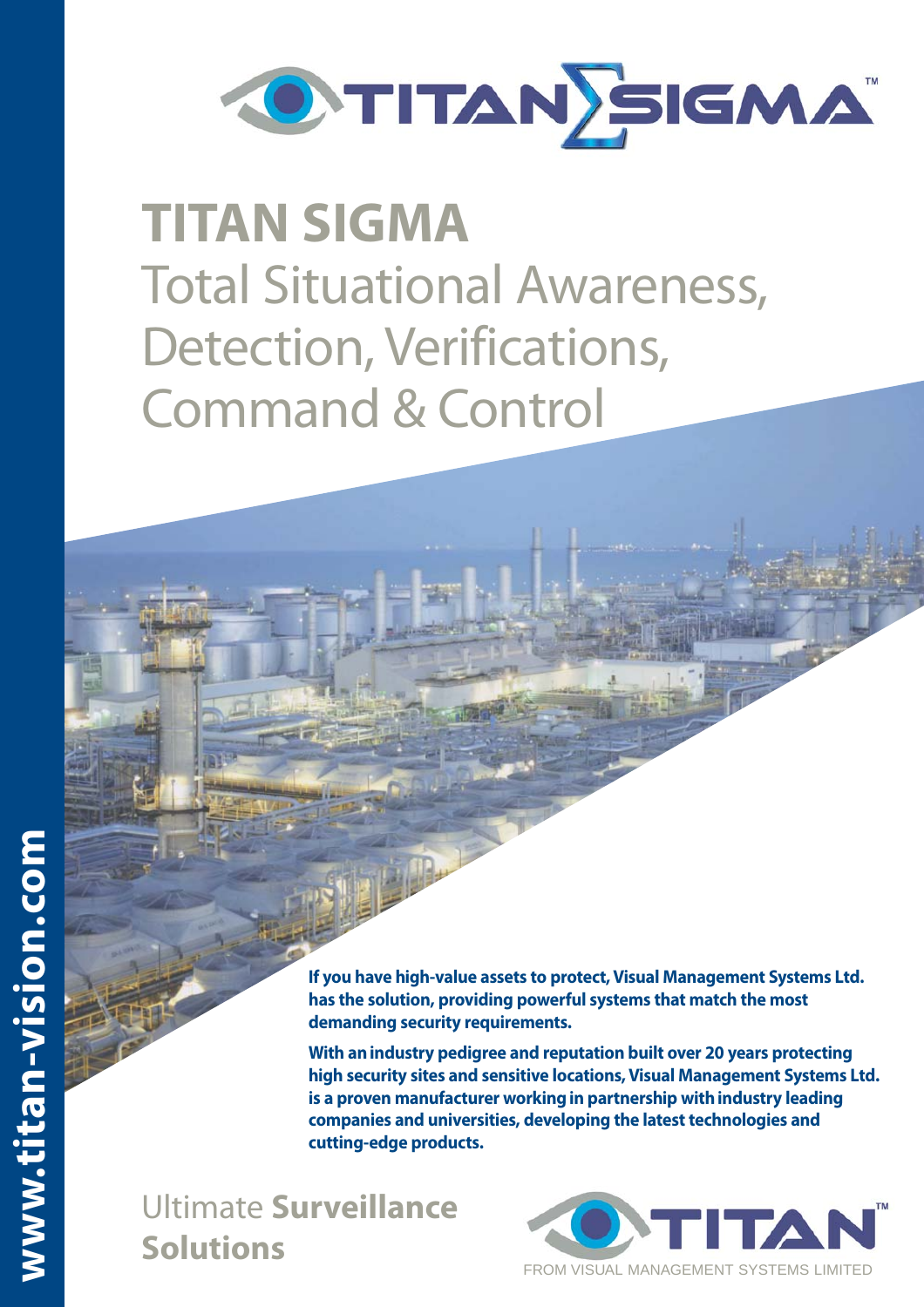# TITAN SIGMA

## Total Situational Awareness, Detection, Verifications, Command & Control

**If you have high-value assets to protect, Visual Management Systems Ltd. has the solution, providing powerful systems that match the most demanding security requirements.**

**With an industry pedigree and reputation built over 20 years protecting high security sites and sensitive locations, Visual Management Systems Ltd. is a proven manufacturer working in partnership with industry leading companies and universities, developing the latest technologies and cutting-edge products.**

Ultimate **Surveillance Solutions**

TITAN™

FROM VISUAL MANAGEMENT SYSTEMS LIMITED

www.titan-vision.com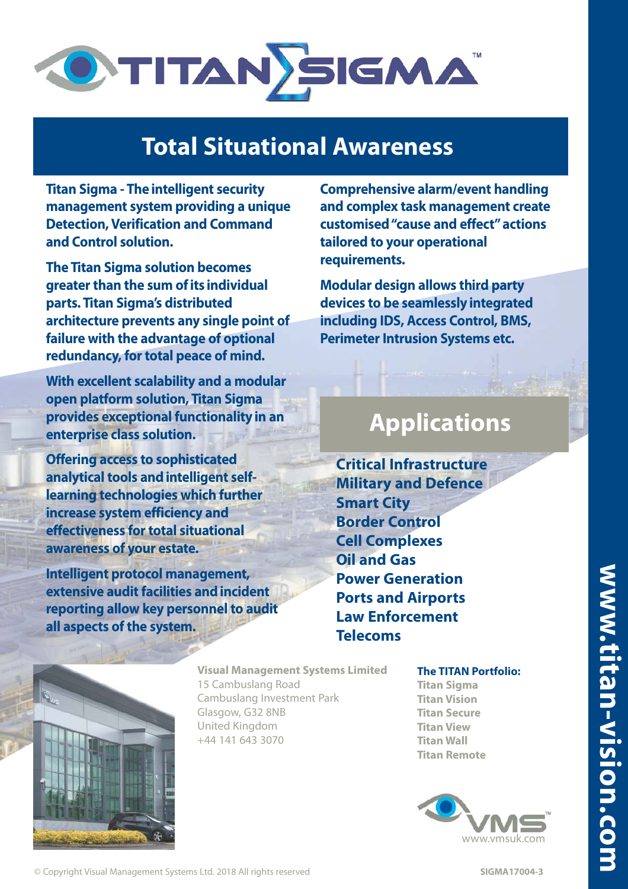# TITAN SIGMA™

## Total Situational Awareness

**Titan Sigma - The intelligent security management system providing a unique Detection, Verification and Command and Control solution.**

**The Titan Sigma solution becomes greater than the sum of its individual parts. Titan Sigma's distributed architecture prevents any single point of failure with the advantage of optional redundancy, for total peace of mind.**

**With excellent scalability and a modular open platform solution, Titan Sigma provides exceptional functionality in an enterprise class solution.**

**Offering access to sophisticated analytical tools and intelligent self-learning technologies which further increase system efficiency and effectiveness for total situational awareness of your estate.**

**Intelligent protocol management, extensive audit facilities and incident reporting allow key personnel to audit all aspects of the system.**

**Comprehensive alarm/event handling and complex task management create customised "cause and effect" actions tailored to your operational requirements.**

**Modular design allows third party devices to be seamlessly integrated including IDS, Access Control, BMS, Perimeter Intrusion Systems etc.**

## Applications

**Critical Infrastructure**
**Military and Defence**
**Smart City**
**Border Control**
**Cell Complexes**
**Oil and Gas**
**Power Generation**
**Ports and Airports**
**Law Enforcement**
**Telecoms**

**Visual Management Systems Limited**
15 Cambuslang Road
Cambuslang Investment Park
Glasgow, G32 8NB
United Kingdom
+44 141 643 3070

**The TITAN Portfolio:**
**Titan Sigma**
**Titan Vision**
**Titan Secure**
**Titan View**
**Titan Wall**
**Titan Remote**

VMS™
www.vmsuk.com

www.titan-vision.com

© Copyright Visual Management Systems Ltd. 2018 All rights reserved

SIGMA17004-3